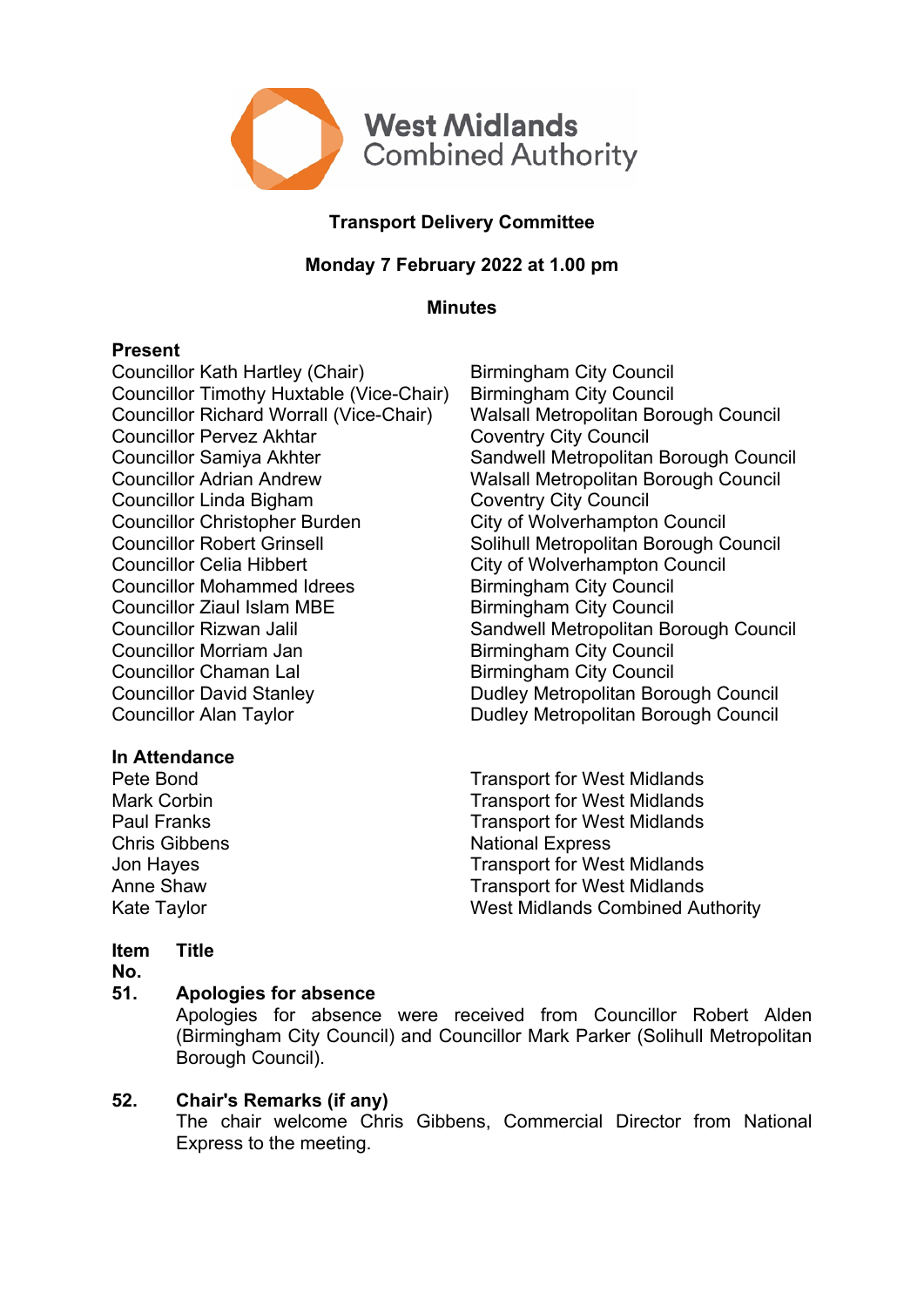West Midlands Combined Authority

# Transport Delivery Committee

## Monday 7 February 2022 at 1.00 pm

## Minutes

**Present**

| | |
|---|---|
| Councillor Kath Hartley (Chair) | Birmingham City Council |
| Councillor Timothy Huxtable (Vice-Chair) | Birmingham City Council |
| Councillor Richard Worrall (Vice-Chair) | Walsall Metropolitan Borough Council |
| Councillor Pervez Akhtar | Coventry City Council |
| Councillor Samiya Akhter | Sandwell Metropolitan Borough Council |
| Councillor Adrian Andrew | Walsall Metropolitan Borough Council |
| Councillor Linda Bigham | Coventry City Council |
| Councillor Christopher Burden | City of Wolverhampton Council |
| Councillor Robert Grinsell | Solihull Metropolitan Borough Council |
| Councillor Celia Hibbert | City of Wolverhampton Council |
| Councillor Mohammed Idrees | Birmingham City Council |
| Councillor Ziaul Islam MBE | Birmingham City Council |
| Councillor Rizwan Jalil | Sandwell Metropolitan Borough Council |
| Councillor Morriam Jan | Birmingham City Council |
| Councillor Chaman Lal | Birmingham City Council |
| Councillor David Stanley | Dudley Metropolitan Borough Council |
| Councillor Alan Taylor | Dudley Metropolitan Borough Council |

**In Attendance**

| | |
|---|---|
| Pete Bond | Transport for West Midlands |
| Mark Corbin | Transport for West Midlands |
| Paul Franks | Transport for West Midlands |
| Chris Gibbens | National Express |
| Jon Hayes | Transport for West Midlands |
| Anne Shaw | Transport for West Midlands |
| Kate Taylor | West Midlands Combined Authority |

**Item No.** **Title**

**51. Apologies for absence**

Apologies for absence were received from Councillor Robert Alden (Birmingham City Council) and Councillor Mark Parker (Solihull Metropolitan Borough Council).

**52. Chair's Remarks (if any)**

The chair welcome Chris Gibbens, Commercial Director from National Express to the meeting.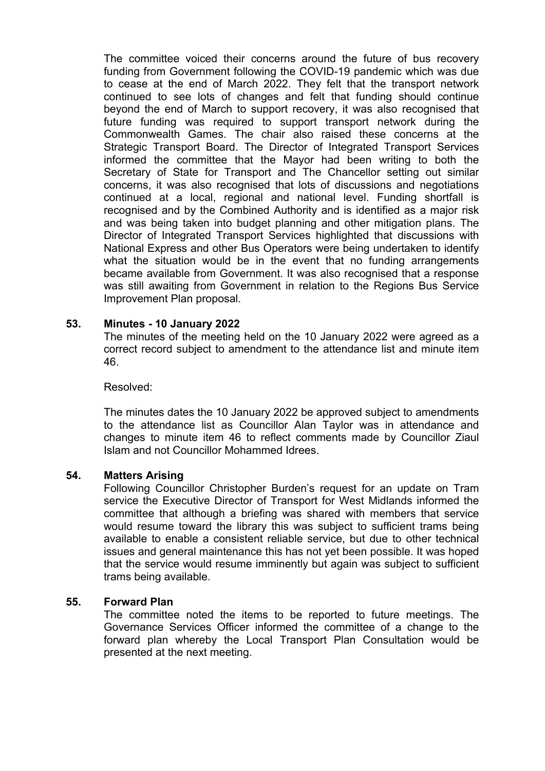The committee voiced their concerns around the future of bus recovery funding from Government following the COVID-19 pandemic which was due to cease at the end of March 2022. They felt that the transport network continued to see lots of changes and felt that funding should continue beyond the end of March to support recovery, it was also recognised that future funding was required to support transport network during the Commonwealth Games. The chair also raised these concerns at the Strategic Transport Board. The Director of Integrated Transport Services informed the committee that the Mayor had been writing to both the Secretary of State for Transport and The Chancellor setting out similar concerns, it was also recognised that lots of discussions and negotiations continued at a local, regional and national level. Funding shortfall is recognised and by the Combined Authority and is identified as a major risk and was being taken into budget planning and other mitigation plans. The Director of Integrated Transport Services highlighted that discussions with National Express and other Bus Operators were being undertaken to identify what the situation would be in the event that no funding arrangements became available from Government. It was also recognised that a response was still awaiting from Government in relation to the Regions Bus Service Improvement Plan proposal.

## 53. Minutes - 10 January 2022

The minutes of the meeting held on the 10 January 2022 were agreed as a correct record subject to amendment to the attendance list and minute item 46.

Resolved:

The minutes dates the 10 January 2022 be approved subject to amendments to the attendance list as Councillor Alan Taylor was in attendance and changes to minute item 46 to reflect comments made by Councillor Ziaul Islam and not Councillor Mohammed Idrees.

## 54. Matters Arising

Following Councillor Christopher Burden's request for an update on Tram service the Executive Director of Transport for West Midlands informed the committee that although a briefing was shared with members that service would resume toward the library this was subject to sufficient trams being available to enable a consistent reliable service, but due to other technical issues and general maintenance this has not yet been possible. It was hoped that the service would resume imminently but again was subject to sufficient trams being available.

## 55. Forward Plan

The committee noted the items to be reported to future meetings. The Governance Services Officer informed the committee of a change to the forward plan whereby the Local Transport Plan Consultation would be presented at the next meeting.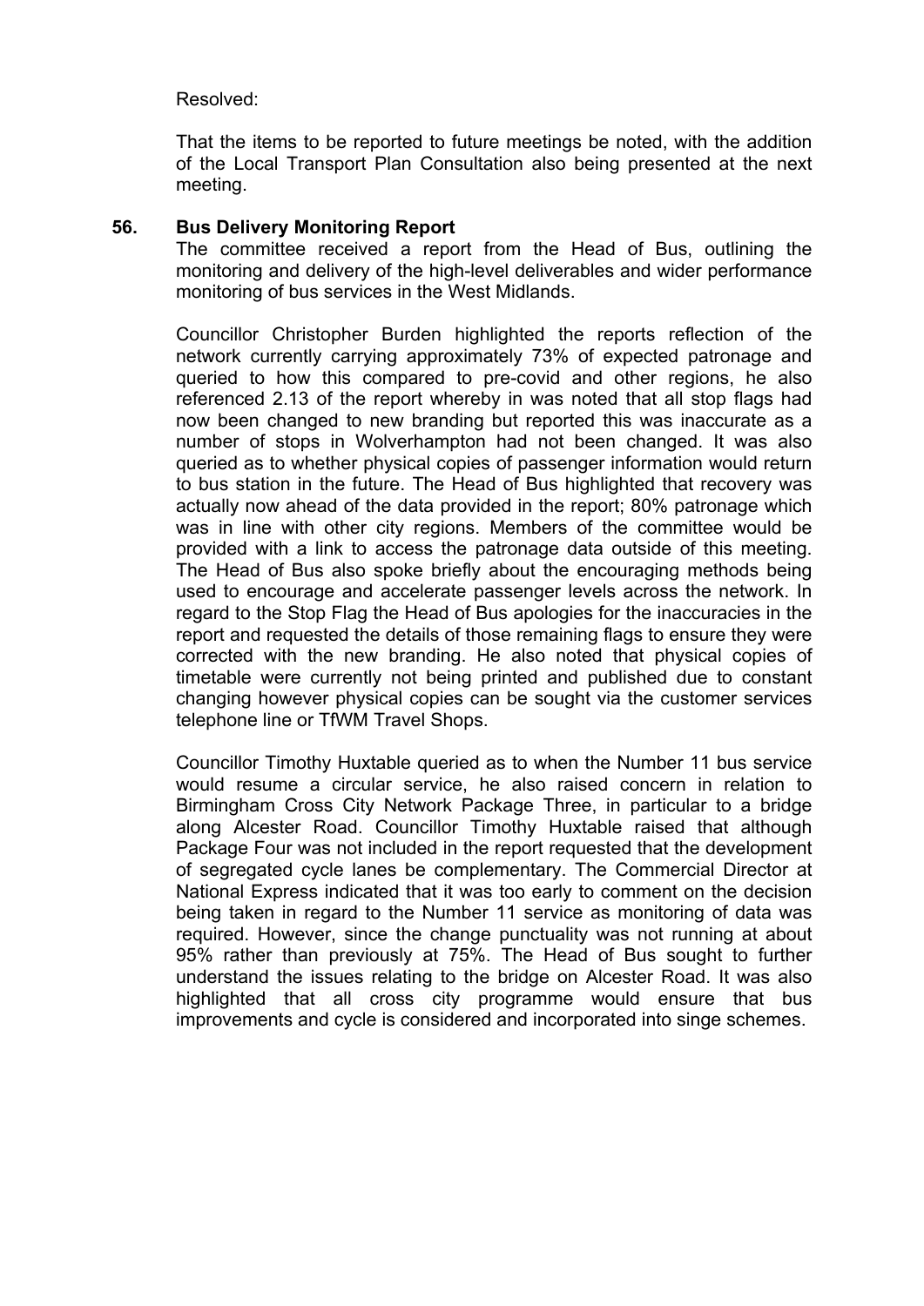Resolved:

That the items to be reported to future meetings be noted, with the addition of the Local Transport Plan Consultation also being presented at the next meeting.

## 56. Bus Delivery Monitoring Report

The committee received a report from the Head of Bus, outlining the monitoring and delivery of the high-level deliverables and wider performance monitoring of bus services in the West Midlands.

Councillor Christopher Burden highlighted the reports reflection of the network currently carrying approximately 73% of expected patronage and queried to how this compared to pre-covid and other regions, he also referenced 2.13 of the report whereby in was noted that all stop flags had now been changed to new branding but reported this was inaccurate as a number of stops in Wolverhampton had not been changed. It was also queried as to whether physical copies of passenger information would return to bus station in the future. The Head of Bus highlighted that recovery was actually now ahead of the data provided in the report; 80% patronage which was in line with other city regions. Members of the committee would be provided with a link to access the patronage data outside of this meeting. The Head of Bus also spoke briefly about the encouraging methods being used to encourage and accelerate passenger levels across the network. In regard to the Stop Flag the Head of Bus apologies for the inaccuracies in the report and requested the details of those remaining flags to ensure they were corrected with the new branding. He also noted that physical copies of timetable were currently not being printed and published due to constant changing however physical copies can be sought via the customer services telephone line or TfWM Travel Shops.

Councillor Timothy Huxtable queried as to when the Number 11 bus service would resume a circular service, he also raised concern in relation to Birmingham Cross City Network Package Three, in particular to a bridge along Alcester Road. Councillor Timothy Huxtable raised that although Package Four was not included in the report requested that the development of segregated cycle lanes be complementary. The Commercial Director at National Express indicated that it was too early to comment on the decision being taken in regard to the Number 11 service as monitoring of data was required. However, since the change punctuality was not running at about 95% rather than previously at 75%. The Head of Bus sought to further understand the issues relating to the bridge on Alcester Road. It was also highlighted that all cross city programme would ensure that bus improvements and cycle is considered and incorporated into singe schemes.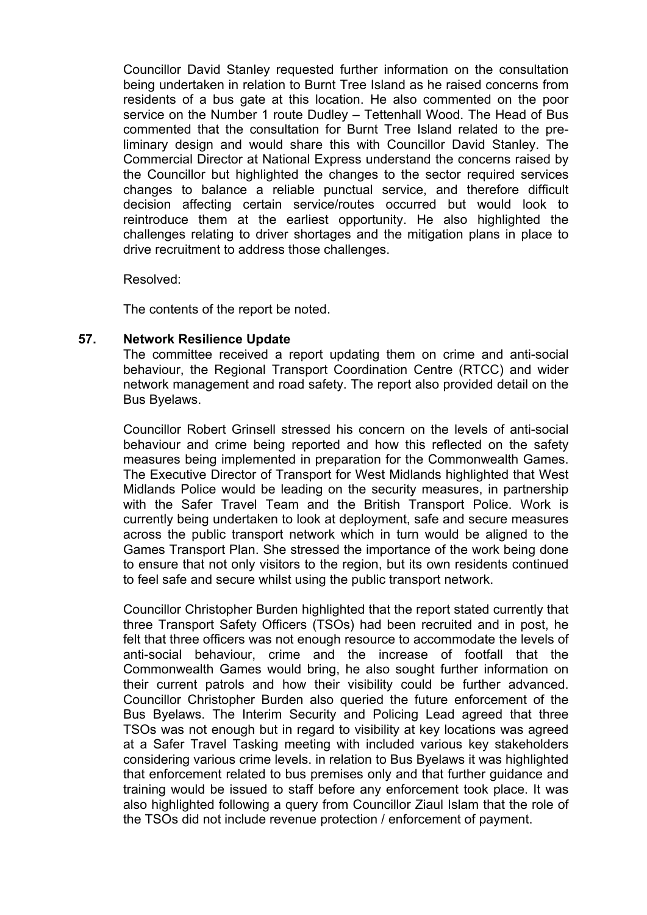Councillor David Stanley requested further information on the consultation being undertaken in relation to Burnt Tree Island as he raised concerns from residents of a bus gate at this location. He also commented on the poor service on the Number 1 route Dudley – Tettenhall Wood. The Head of Bus commented that the consultation for Burnt Tree Island related to the pre-liminary design and would share this with Councillor David Stanley. The Commercial Director at National Express understand the concerns raised by the Councillor but highlighted the changes to the sector required services changes to balance a reliable punctual service, and therefore difficult decision affecting certain service/routes occurred but would look to reintroduce them at the earliest opportunity. He also highlighted the challenges relating to driver shortages and the mitigation plans in place to drive recruitment to address those challenges.

Resolved:

The contents of the report be noted.

## 57. Network Resilience Update

The committee received a report updating them on crime and anti-social behaviour, the Regional Transport Coordination Centre (RTCC) and wider network management and road safety. The report also provided detail on the Bus Byelaws.

Councillor Robert Grinsell stressed his concern on the levels of anti-social behaviour and crime being reported and how this reflected on the safety measures being implemented in preparation for the Commonwealth Games. The Executive Director of Transport for West Midlands highlighted that West Midlands Police would be leading on the security measures, in partnership with the Safer Travel Team and the British Transport Police. Work is currently being undertaken to look at deployment, safe and secure measures across the public transport network which in turn would be aligned to the Games Transport Plan. She stressed the importance of the work being done to ensure that not only visitors to the region, but its own residents continued to feel safe and secure whilst using the public transport network.

Councillor Christopher Burden highlighted that the report stated currently that three Transport Safety Officers (TSOs) had been recruited and in post, he felt that three officers was not enough resource to accommodate the levels of anti-social behaviour, crime and the increase of footfall that the Commonwealth Games would bring, he also sought further information on their current patrols and how their visibility could be further advanced. Councillor Christopher Burden also queried the future enforcement of the Bus Byelaws. The Interim Security and Policing Lead agreed that three TSOs was not enough but in regard to visibility at key locations was agreed at a Safer Travel Tasking meeting with included various key stakeholders considering various crime levels. in relation to Bus Byelaws it was highlighted that enforcement related to bus premises only and that further guidance and training would be issued to staff before any enforcement took place. It was also highlighted following a query from Councillor Ziaul Islam that the role of the TSOs did not include revenue protection / enforcement of payment.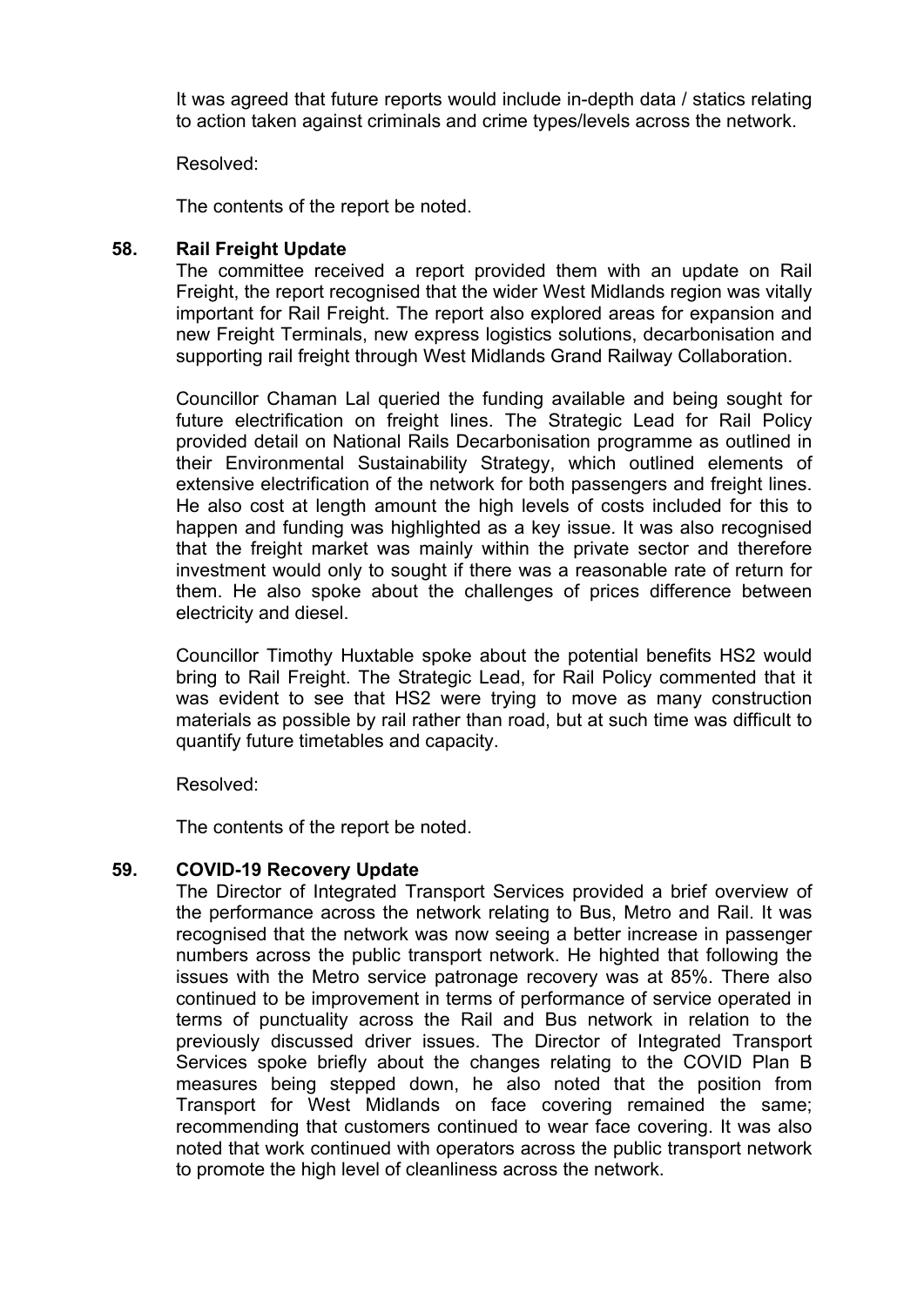It was agreed that future reports would include in-depth data / statics relating to action taken against criminals and crime types/levels across the network.

Resolved:

The contents of the report be noted.

### 58. Rail Freight Update

The committee received a report provided them with an update on Rail Freight, the report recognised that the wider West Midlands region was vitally important for Rail Freight. The report also explored areas for expansion and new Freight Terminals, new express logistics solutions, decarbonisation and supporting rail freight through West Midlands Grand Railway Collaboration.

Councillor Chaman Lal queried the funding available and being sought for future electrification on freight lines. The Strategic Lead for Rail Policy provided detail on National Rails Decarbonisation programme as outlined in their Environmental Sustainability Strategy, which outlined elements of extensive electrification of the network for both passengers and freight lines. He also cost at length amount the high levels of costs included for this to happen and funding was highlighted as a key issue. It was also recognised that the freight market was mainly within the private sector and therefore investment would only to sought if there was a reasonable rate of return for them. He also spoke about the challenges of prices difference between electricity and diesel.

Councillor Timothy Huxtable spoke about the potential benefits HS2 would bring to Rail Freight. The Strategic Lead, for Rail Policy commented that it was evident to see that HS2 were trying to move as many construction materials as possible by rail rather than road, but at such time was difficult to quantify future timetables and capacity.

Resolved:

The contents of the report be noted.

### 59. COVID-19 Recovery Update

The Director of Integrated Transport Services provided a brief overview of the performance across the network relating to Bus, Metro and Rail. It was recognised that the network was now seeing a better increase in passenger numbers across the public transport network. He highted that following the issues with the Metro service patronage recovery was at 85%. There also continued to be improvement in terms of performance of service operated in terms of punctuality across the Rail and Bus network in relation to the previously discussed driver issues. The Director of Integrated Transport Services spoke briefly about the changes relating to the COVID Plan B measures being stepped down, he also noted that the position from Transport for West Midlands on face covering remained the same; recommending that customers continued to wear face covering. It was also noted that work continued with operators across the public transport network to promote the high level of cleanliness across the network.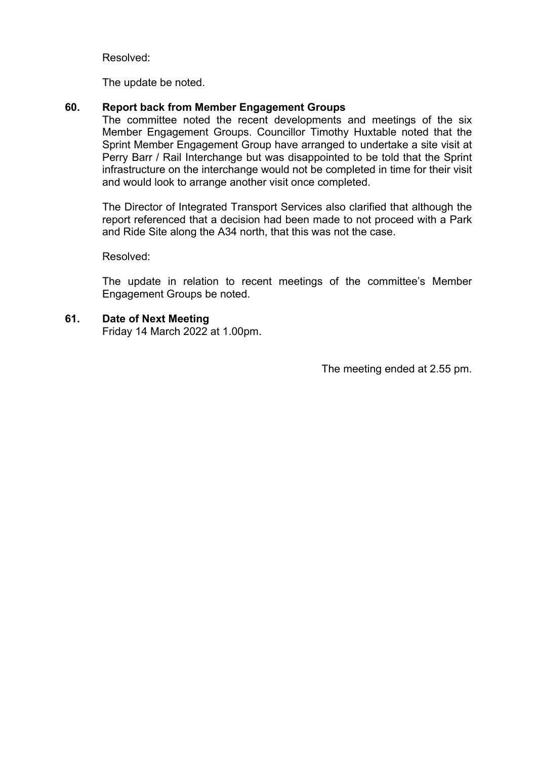Resolved:

The update be noted.

### 60. Report back from Member Engagement Groups

The committee noted the recent developments and meetings of the six Member Engagement Groups. Councillor Timothy Huxtable noted that the Sprint Member Engagement Group have arranged to undertake a site visit at Perry Barr / Rail Interchange but was disappointed to be told that the Sprint infrastructure on the interchange would not be completed in time for their visit and would look to arrange another visit once completed.

The Director of Integrated Transport Services also clarified that although the report referenced that a decision had been made to not proceed with a Park and Ride Site along the A34 north, that this was not the case.

Resolved:

The update in relation to recent meetings of the committee's Member Engagement Groups be noted.

### 61. Date of Next Meeting

Friday 14 March 2022 at 1.00pm.

The meeting ended at 2.55 pm.